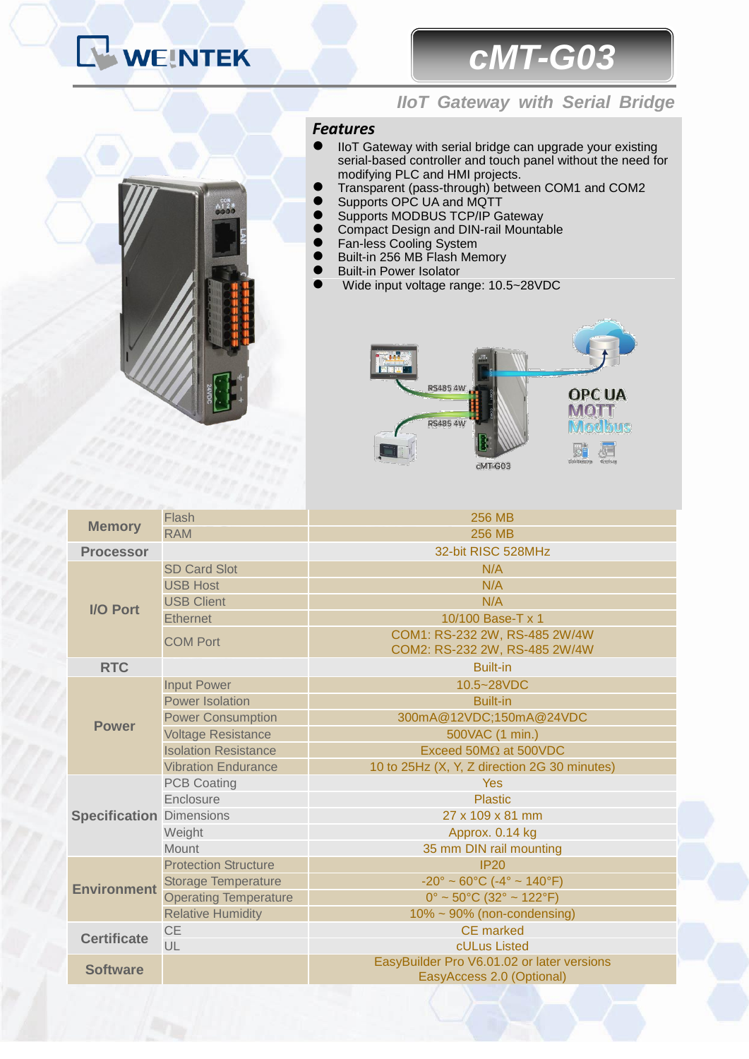# cMT-G03

## IIoT Gateway with Serial Bridge

### Features

- IIoT Gateway with serial bridge can upgrade your existing serial-based controller and touch panel without the need for modifying PLC and HMI projects.
- Transparent (pass-through) between COM1 and COM2
- Supports OPC UA and MQTT
- Supports MODBUS TCP/IP Gateway
- Compact Design and DIN-rail Mountable
- Fan-less Cooling System
- Built-in 256 MB Flash Memory
- Built-in Power Isolator
- Wide input voltage range: 10.5~28VDC

| | | |
|---|---|---|
| **Memory** | Flash | 256 MB |
| | RAM | 256 MB |
| **Processor** | | 32-bit RISC 528MHz |
| **I/O Port** | SD Card Slot | N/A |
| | USB Host | N/A |
| | USB Client | N/A |
| | Ethernet | 10/100 Base-T x 1 |
| | COM Port | COM1: RS-232 2W, RS-485 2W/4W<br>COM2: RS-232 2W, RS-485 2W/4W |
| **RTC** | | Built-in |
| **Power** | Input Power | 10.5~28VDC |
| | Power Isolation | Built-in |
| | Power Consumption | 300mA@12VDC;150mA@24VDC |
| | Voltage Resistance | 500VAC (1 min.) |
| | Isolation Resistance | Exceed 50MΩ at 500VDC |
| | Vibration Endurance | 10 to 25Hz (X, Y, Z direction 2G 30 minutes) |
| **Specification** | PCB Coating | Yes |
| | Enclosure | Plastic |
| | Dimensions | 27 x 109 x 81 mm |
| | Weight | Approx. 0.14 kg |
| | Mount | 35 mm DIN rail mounting |
| **Environment** | Protection Structure | IP20 |
| | Storage Temperature | -20° ~ 60°C (-4° ~ 140°F) |
| | Operating Temperature | 0° ~ 50°C (32° ~ 122°F) |
| | Relative Humidity | 10% ~ 90% (non-condensing) |
| **Certificate** | CE | CE marked |
| | UL | cULus Listed |
| **Software** | | EasyBuilder Pro V6.01.02 or later versions<br>EasyAccess 2.0 (Optional) |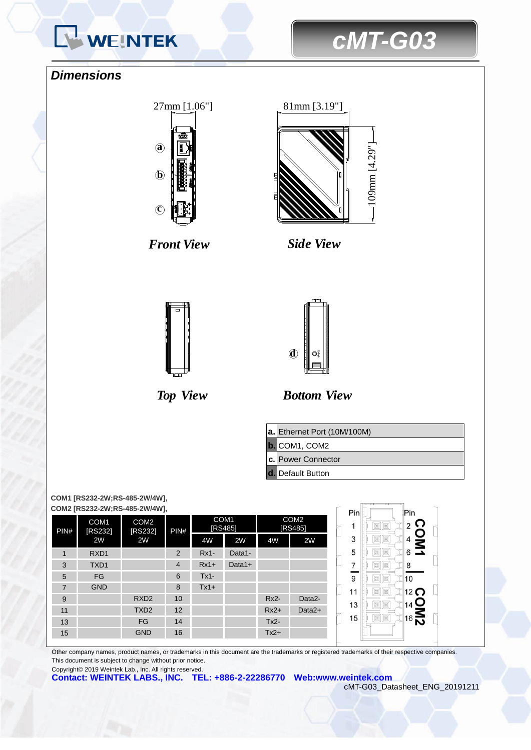## Dimensions

27mm [1.06"]

81mm [3.19"]

109mm [4.29"]

a
b
c

*Front View*

*Side View*

d

*Top View*

*Bottom View*

| | |
|---|---|
| a. | Ethernet Port (10M/100M) |
| b. | COM1, COM2 |
| c. | Power Connector |
| d. | Default Button |

**COM1 [RS232-2W;RS-485-2W/4W],**
**COM2 [RS232-2W;RS-485-2W/4W],**

| PIN# | COM1 [RS232] 2W | COM2 [RS232] 2W | PIN# | COM1 [RS485] | | COM2 [RS485] | |
|---|---|---|---|---|---|---|---|
| | | | | 4W | 2W | 4W | 2W |
| 1 | RXD1 | | 2 | Rx1- | Data1- | | |
| 3 | TXD1 | | 4 | Rx1+ | Data1+ | | |
| 5 | FG | | 6 | Tx1- | | | |
| 7 | GND | | 8 | Tx1+ | | | |
| 9 | | RXD2 | 10 | | | Rx2- | Data2- |
| 11 | | TXD2 | 12 | | | Rx2+ | Data2+ |
| 13 | | FG | 14 | | | Tx2- | |
| 15 | | GND | 16 | | | Tx2+ | |

Pin
1
3
5
7
9
11
13
15

Pin
2
4
6
8
10
12
14
16

COM1
COM2

Other company names, product names, or trademarks in this document are the trademarks or registered trademarks of their respective companies.
This document is subject to change without prior notice.

Copyright© 2019 Weintek Lab., Inc. All rights reserved.

**Contact: WEINTEK LABS., INC. TEL: +886-2-22286770 Web:www.weintek.com**

cMT-G03_Datasheet_ENG_20191211